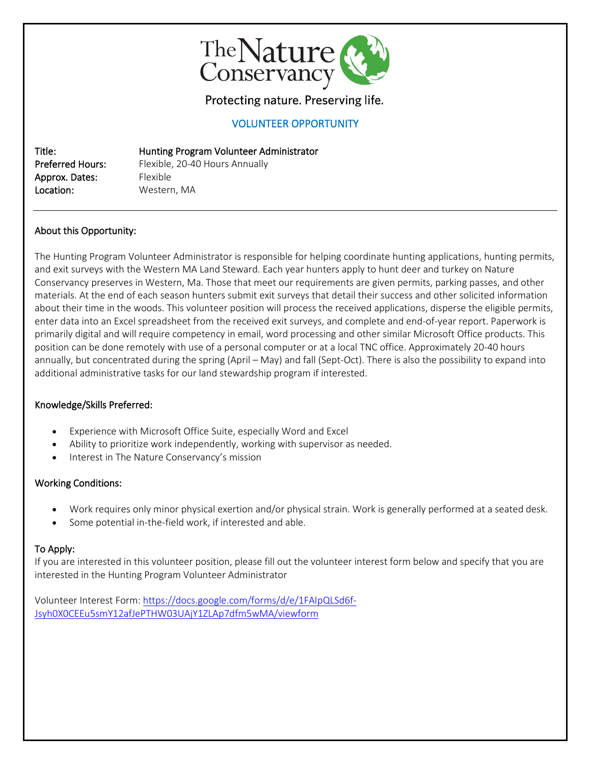# The Nature Conservancy

Protecting nature. Preserving life.

## VOLUNTEER OPPORTUNITY

**Title:** Hunting Program Volunteer Administrator
**Preferred Hours:** Flexible, 20-40 Hours Annually
**Approx. Dates:** Flexible
**Location:** Western, MA

---

### About this Opportunity:

The Hunting Program Volunteer Administrator is responsible for helping coordinate hunting applications, hunting permits, and exit surveys with the Western MA Land Steward. Each year hunters apply to hunt deer and turkey on Nature Conservancy preserves in Western, Ma. Those that meet our requirements are given permits, parking passes, and other materials. At the end of each season hunters submit exit surveys that detail their success and other solicited information about their time in the woods. This volunteer position will process the received applications, disperse the eligible permits, enter data into an Excel spreadsheet from the received exit surveys, and complete and end-of-year report. Paperwork is primarily digital and will require competency in email, word processing and other similar Microsoft Office products. This position can be done remotely with use of a personal computer or at a local TNC office. Approximately 20-40 hours annually, but concentrated during the spring (April – May) and fall (Sept-Oct). There is also the possibility to expand into additional administrative tasks for our land stewardship program if interested.

### Knowledge/Skills Preferred:

- Experience with Microsoft Office Suite, especially Word and Excel
- Ability to prioritize work independently, working with supervisor as needed.
- Interest in The Nature Conservancy's mission

### Working Conditions:

- Work requires only minor physical exertion and/or physical strain. Work is generally performed at a seated desk.
- Some potential in-the-field work, if interested and able.

### To Apply:

If you are interested in this volunteer position, please fill out the volunteer interest form below and specify that you are interested in the Hunting Program Volunteer Administrator

Volunteer Interest Form: https://docs.google.com/forms/d/e/1FAIpQLSd6f-Jsyh0X0CEEu5smY12afJePTHW03UAjY1ZLAp7dfm5wMA/viewform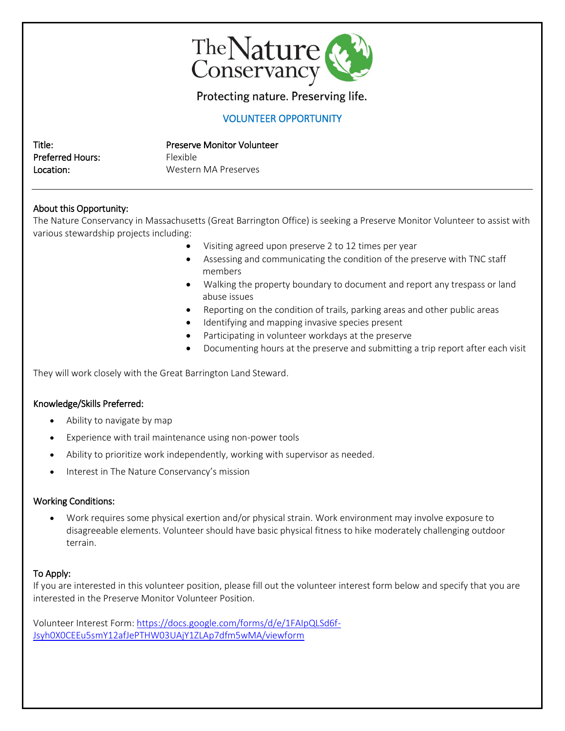The Nature Conservancy

Protecting nature. Preserving life.

## VOLUNTEER OPPORTUNITY

**Title:** Preserve Monitor Volunteer
**Preferred Hours:** Flexible
**Location:** Western MA Preserves

---

### About this Opportunity:

The Nature Conservancy in Massachusetts (Great Barrington Office) is seeking a Preserve Monitor Volunteer to assist with various stewardship projects including:

- Visiting agreed upon preserve 2 to 12 times per year
- Assessing and communicating the condition of the preserve with TNC staff members
- Walking the property boundary to document and report any trespass or land abuse issues
- Reporting on the condition of trails, parking areas and other public areas
- Identifying and mapping invasive species present
- Participating in volunteer workdays at the preserve
- Documenting hours at the preserve and submitting a trip report after each visit

They will work closely with the Great Barrington Land Steward.

### Knowledge/Skills Preferred:

- Ability to navigate by map
- Experience with trail maintenance using non-power tools
- Ability to prioritize work independently, working with supervisor as needed.
- Interest in The Nature Conservancy's mission

### Working Conditions:

- Work requires some physical exertion and/or physical strain. Work environment may involve exposure to disagreeable elements. Volunteer should have basic physical fitness to hike moderately challenging outdoor terrain.

### To Apply:

If you are interested in this volunteer position, please fill out the volunteer interest form below and specify that you are interested in the Preserve Monitor Volunteer Position.

Volunteer Interest Form: https://docs.google.com/forms/d/e/1FAIpQLSd6f-Jsyh0X0CEEu5smY12afJePTHW03UAjY1ZLAp7dfm5wMA/viewform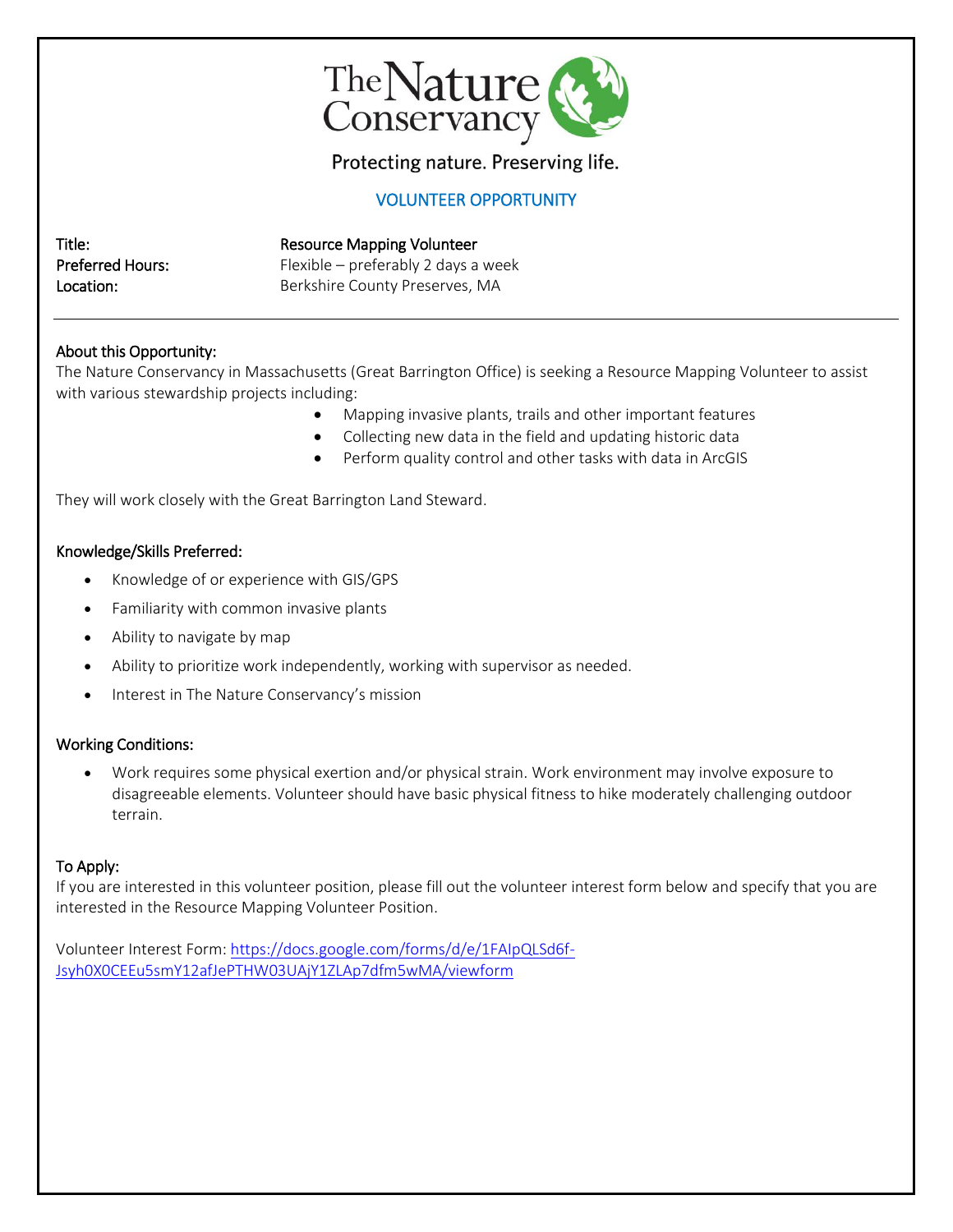The Nature Conservancy

Protecting nature. Preserving life.

## VOLUNTEER OPPORTUNITY

| | |
|---|---|
| Title: | Resource Mapping Volunteer |
| Preferred Hours: | Flexible – preferably 2 days a week |
| Location: | Berkshire County Preserves, MA |

---

### About this Opportunity:

The Nature Conservancy in Massachusetts (Great Barrington Office) is seeking a Resource Mapping Volunteer to assist with various stewardship projects including:

- Mapping invasive plants, trails and other important features
- Collecting new data in the field and updating historic data
- Perform quality control and other tasks with data in ArcGIS

They will work closely with the Great Barrington Land Steward.

### Knowledge/Skills Preferred:

- Knowledge of or experience with GIS/GPS
- Familiarity with common invasive plants
- Ability to navigate by map
- Ability to prioritize work independently, working with supervisor as needed.
- Interest in The Nature Conservancy's mission

### Working Conditions:

- Work requires some physical exertion and/or physical strain. Work environment may involve exposure to disagreeable elements. Volunteer should have basic physical fitness to hike moderately challenging outdoor terrain.

### To Apply:

If you are interested in this volunteer position, please fill out the volunteer interest form below and specify that you are interested in the Resource Mapping Volunteer Position.

Volunteer Interest Form: https://docs.google.com/forms/d/e/1FAIpQLSd6f-Jsyh0X0CEEu5smY12afJePTHW03UAjY1ZLAp7dfm5wMA/viewform